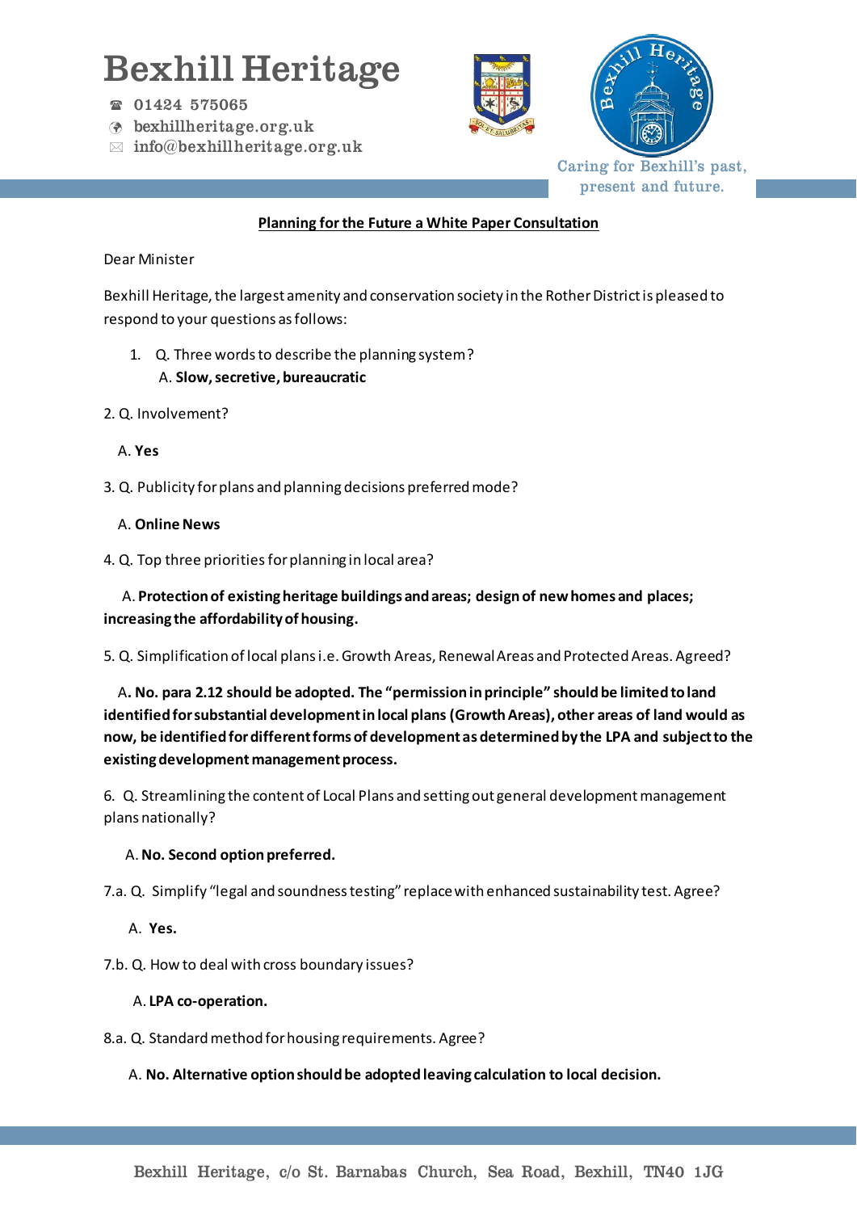# Bexhill Heritage

☎ 01424 575065
bexhillheritage.org.uk
✉ info@bexhillheritage.org.uk

Caring for Bexhill's past, present and future.

**Planning for the Future a White Paper Consultation**

Dear Minister

Bexhill Heritage, the largest amenity and conservation society in the Rother District is pleased to respond to your questions as follows:

1. Q. Three words to describe the planning system?
   A. **Slow, secretive, bureaucratic**

2. Q. Involvement?

   A. **Yes**

3. Q. Publicity for plans and planning decisions preferred mode?

   A. **Online News**

4. Q. Top three priorities for planning in local area?

   A. **Protection of existing heritage buildings and areas; design of new homes and places; increasing the affordability of housing.**

5. Q. Simplification of local plans i.e. Growth Areas, Renewal Areas and Protected Areas. Agreed?

   A**. No. para 2.12 should be adopted. The "permission in principle" should be limited to land identified for substantial development in local plans (Growth Areas), other areas of land would as now, be identified for different forms of development as determined by the LPA and subject to the existing development management process.**

6. Q. Streamlining the content of Local Plans and setting out general development management plans nationally?

   A. **No. Second option preferred.**

7.a. Q. Simplify "legal and soundness testing" replace with enhanced sustainability test. Agree?

   A. **Yes.**

7.b. Q. How to deal with cross boundary issues?

   A. **LPA co-operation.**

8.a. Q. Standard method for housing requirements. Agree?

   A. **No. Alternative option should be adopted leaving calculation to local decision.**

Bexhill Heritage, c/o St. Barnabas Church, Sea Road, Bexhill, TN40 1JG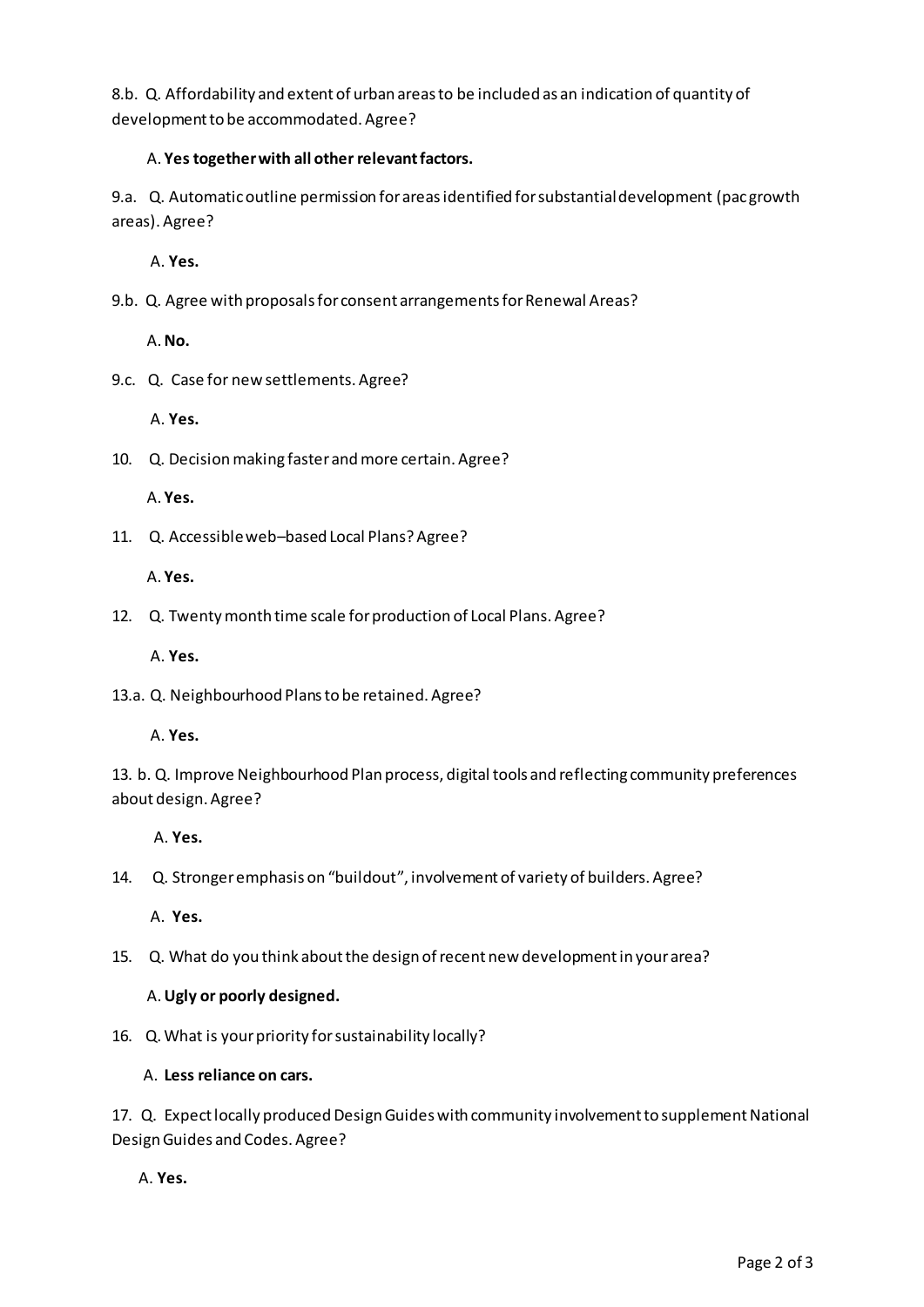8.b. Q. Affordability and extent of urban areas to be included as an indication of quantity of development to be accommodated. Agree?

A. **Yes together with all other relevant factors.**

9.a. Q. Automatic outline permission for areas identified for substantial development (pac growth areas). Agree?

A. **Yes.**

9.b. Q. Agree with proposals for consent arrangements for Renewal Areas?

A. **No.**

9.c. Q. Case for new settlements. Agree?

A. **Yes.**

10. Q. Decision making faster and more certain. Agree?

A. **Yes.**

11. Q. Accessible web–based Local Plans? Agree?

A. **Yes.**

12. Q. Twenty month time scale for production of Local Plans. Agree?

A. **Yes.**

13.a. Q. Neighbourhood Plans to be retained. Agree?

A. **Yes.**

13. b. Q. Improve Neighbourhood Plan process, digital tools and reflecting community preferences about design. Agree?

A. **Yes.**

14. Q. Stronger emphasis on "buildout", involvement of variety of builders. Agree?

A. **Yes.**

15. Q. What do you think about the design of recent new development in your area?

A. **Ugly or poorly designed.**

16. Q. What is your priority for sustainability locally?

A. **Less reliance on cars.**

17. Q. Expect locally produced Design Guides with community involvement to supplement National Design Guides and Codes. Agree?

A. **Yes.**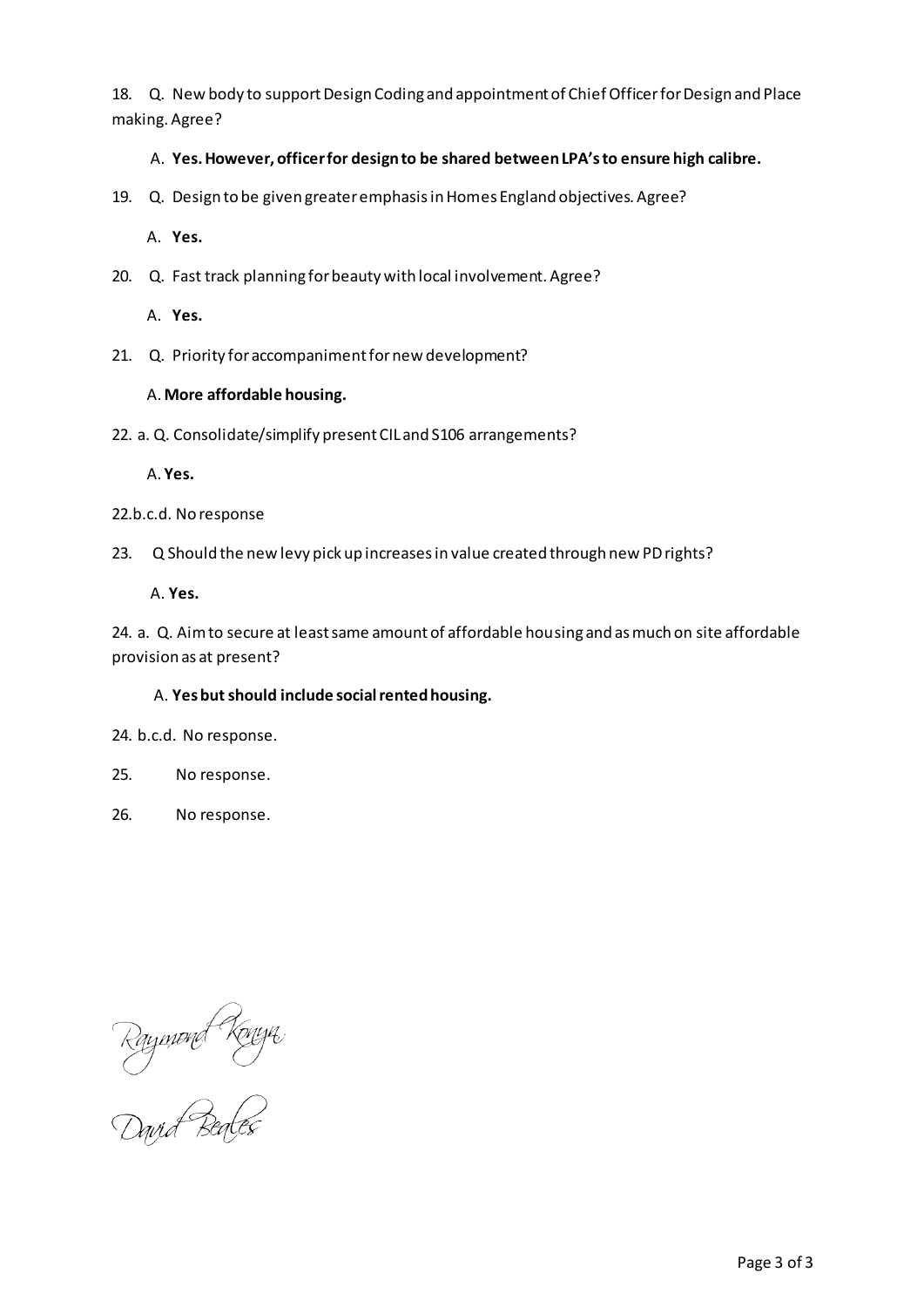18. Q. New body to support Design Coding and appointment of Chief Officer for Design and Place making. Agree?

    A. **Yes. However, officer for design to be shared between LPA's to ensure high calibre.**

19. Q. Design to be given greater emphasis in Homes England objectives. Agree?

    A. **Yes.**

20. Q. Fast track planning for beauty with local involvement. Agree?

    A. **Yes.**

21. Q. Priority for accompaniment for new development?

    A. **More affordable housing.**

22. a. Q. Consolidate/simplify present CIL and S106 arrangements?

    A. **Yes.**

22.b.c.d. No response

23. Q Should the new levy pick up increases in value created through new PD rights?

    A. **Yes.**

24. a. Q. Aim to secure at least same amount of affordable housing and as much on site affordable provision as at present?

    A. **Yes but should include social rented housing.**

24. b.c.d. No response.

25. No response.

26. No response.

Raymond Konya

David Beales